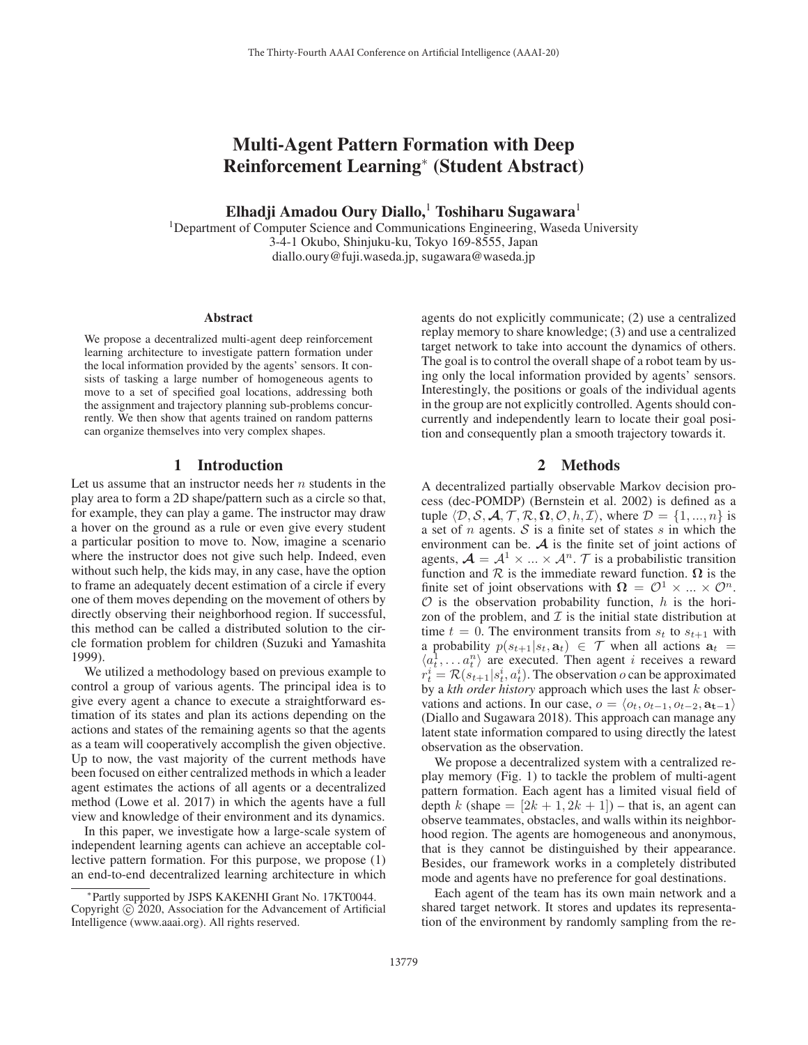# Multi-Agent Pattern Formation with Deep Reinforcement Learning* (Student Abstract)

**Elhadji Amadou Oury Diallo,[1] Toshiharu Sugawara[1]**

[1]Department of Computer Science and Communications Engineering, Waseda University
3-4-1 Okubo, Shinjuku-ku, Tokyo 169-8555, Japan
diallo.oury@fuji.waseda.jp, sugawara@waseda.jp

### Abstract

We propose a decentralized multi-agent deep reinforcement learning architecture to investigate pattern formation under the local information provided by the agents' sensors. It consists of tasking a large number of homogeneous agents to move to a set of specified goal locations, addressing both the assignment and trajectory planning sub-problems concurrently. We then show that agents trained on random patterns can organize themselves into very complex shapes.

## 1 Introduction

Let us assume that an instructor needs her $n$ students in the play area to form a 2D shape/pattern such as a circle so that, for example, they can play a game. The instructor may draw a hover on the ground as a rule or even give every student a particular position to move to. Now, imagine a scenario where the instructor does not give such help. Indeed, even without such help, the kids may, in any case, have the option to frame an adequately decent estimation of a circle if every one of them moves depending on the movement of others by directly observing their neighborhood region. If successful, this method can be called a distributed solution to the circle formation problem for children (Suzuki and Yamashita 1999).

We utilized a methodology based on previous example to control a group of various agents. The principal idea is to give every agent a chance to execute a straightforward estimation of its states and plan its actions depending on the actions and states of the remaining agents so that the agents as a team will cooperatively accomplish the given objective. Up to now, the vast majority of the current methods have been focused on either centralized methods in which a leader agent estimates the actions of all agents or a decentralized method (Lowe et al. 2017) in which the agents have a full view and knowledge of their environment and its dynamics.

In this paper, we investigate how a large-scale system of independent learning agents can achieve an acceptable collective pattern formation. For this purpose, we propose (1) an end-to-end decentralized learning architecture in which agents do not explicitly communicate; (2) use a centralized replay memory to share knowledge; (3) and use a centralized target network to take into account the dynamics of others. The goal is to control the overall shape of a robot team by using only the local information provided by agents' sensors. Interestingly, the positions or goals of the individual agents in the group are not explicitly controlled. Agents should concurrently and independently learn to locate their goal position and consequently plan a smooth trajectory towards it.

## 2 Methods

A decentralized partially observable Markov decision process (dec-POMDP) (Bernstein et al. 2002) is defined as a tuple $\langle \mathcal{D}, \mathcal{S}, \boldsymbol{\mathcal{A}}, \mathcal{T}, \mathcal{R}, \boldsymbol{\Omega}, \mathcal{O}, h, \mathcal{I} \rangle$, where $\mathcal{D} = \{1, ..., n\}$ is a set of $n$ agents. $\mathcal{S}$ is a finite set of states $s$ in which the environment can be. $\boldsymbol{\mathcal{A}}$ is the finite set of joint actions of agents, $\boldsymbol{\mathcal{A}} = \mathcal{A}^1 \times ... \times \mathcal{A}^n$. $\mathcal{T}$ is a probabilistic transition function and $\mathcal{R}$ is the immediate reward function. $\boldsymbol{\Omega}$ is the finite set of joint observations with $\boldsymbol{\Omega} = \mathcal{O}^1 \times ... \times \mathcal{O}^n$. $\mathcal{O}$ is the observation probability function, $h$ is the horizon of the problem, and $\mathcal{I}$ is the initial state distribution at time $t = 0$. The environment transits from $s_t$ to $s_{t+1}$ with a probability $p(s_{t+1}|s_t, \mathbf{a}_t) \in \mathcal{T}$ when all actions $\mathbf{a}_t = \langle a_t^1, \ldots a_t^n \rangle$ are executed. Then agent $i$ receives a reward $r_t^i = \mathcal{R}(s_{t+1}|s_t^i, a_t^i)$. The observation $o$ can be approximated by a *kth order history* approach which uses the last $k$ observations and actions. In our case, $o = \langle o_t, o_{t-1}, o_{t-2}, \mathbf{a_{t-1}} \rangle$ (Diallo and Sugawara 2018). This approach can manage any latent state information compared to using directly the latest observation as the observation.

We propose a decentralized system with a centralized replay memory (Fig. 1) to tackle the problem of multi-agent pattern formation. Each agent has a limited visual field of depth $k$ (shape $= [2k+1, 2k+1]$) – that is, an agent can observe teammates, obstacles, and walls within its neighborhood region. The agents are homogeneous and anonymous, that is they cannot be distinguished by their appearance. Besides, our framework works in a completely distributed mode and agents have no preference for goal destinations.

Each agent of the team has its own main network and a shared target network. It stores and updates its representation of the environment by randomly sampling from the re-

*Partly supported by JSPS KAKENHI Grant No. 17KT0044.
Copyright © 2020, Association for the Advancement of Artificial Intelligence (www.aaai.org). All rights reserved.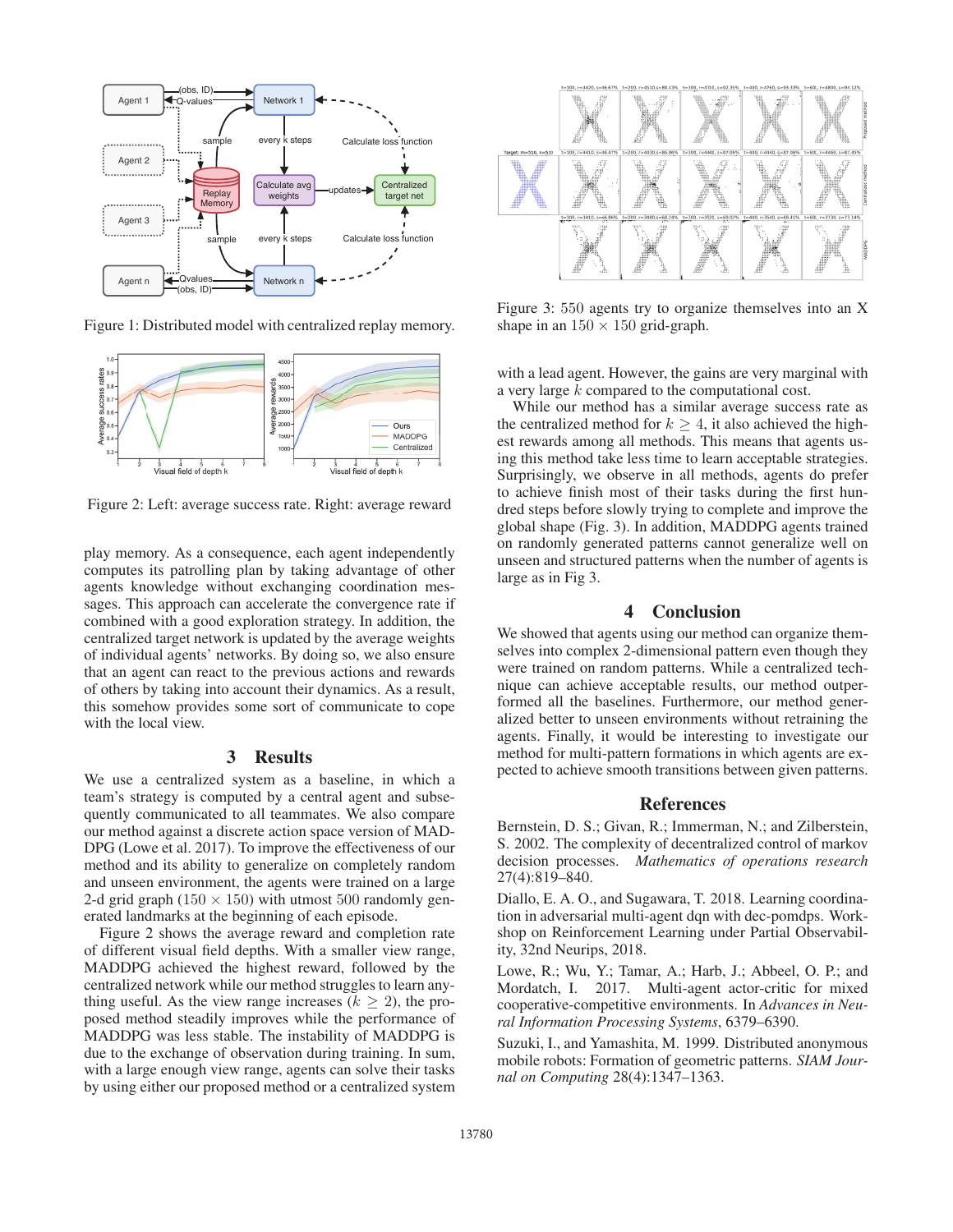Agent 1

(obs, ID)

Q-values

Network 1

sample

every k steps

Calculate loss function

Agent 2

Replay Memory

Calculate avg weights

updates

Centralized target net

Agent 3

sample

every k steps

Calculate loss function

Agent n

Qvalues

(obs, ID)

Network n

Figure 1: Distributed model with centralized replay memory.

Average success rates

Visual field of depth k

Average rewards

Visual field of depth k

Ours

MADDPG

Centralized

Figure 2: Left: average success rate. Right: average reward

play memory. As a consequence, each agent independently computes its patrolling plan by taking advantage of other agents knowledge without exchanging coordination messages. This approach can accelerate the convergence rate if combined with a good exploration strategy. In addition, the centralized target network is updated by the average weights of individual agents' networks. By doing so, we also ensure that an agent can react to the previous actions and rewards of others by taking into account their dynamics. As a result, this somehow provides some sort of communicate to cope with the local view.

## 3 Results

We use a centralized system as a baseline, in which a team's strategy is computed by a central agent and subsequently communicated to all teammates. We also compare our method against a discrete action space version of MADDPG (Lowe et al. 2017). To improve the effectiveness of our method and its ability to generalize on completely random and unseen environment, the agents were trained on a large 2-d grid graph ($150 \times 150$) with utmost 500 randomly generated landmarks at the beginning of each episode.

Figure 2 shows the average reward and completion rate of different visual field depths. With a smaller view range, MADDPG achieved the highest reward, followed by the centralized network while our method struggles to learn anything useful. As the view range increases ($k \geq 2$), the proposed method steadily improves while the performance of MADDPG was less stable. The instability of MADDPG is due to the exchange of observation during training. In sum, with a large enough view range, agents can solve their tasks by using either our proposed method or a centralized system

Target: m=550, n=550

Proposed method

Centralized method

MADDPG

Figure 3: 550 agents try to organize themselves into an X shape in an $150 \times 150$ grid-graph.

with a lead agent. However, the gains are very marginal with a very large $k$ compared to the computational cost.

While our method has a similar average success rate as the centralized method for $k \geq 4$, it also achieved the highest rewards among all methods. This means that agents using this method take less time to learn acceptable strategies. Surprisingly, we observe in all methods, agents do prefer to achieve finish most of their tasks during the first hundred steps before slowly trying to complete and improve the global shape (Fig. 3). In addition, MADDPG agents trained on randomly generated patterns cannot generalize well on unseen and structured patterns when the number of agents is large as in Fig 3.

## 4 Conclusion

We showed that agents using our method can organize themselves into complex 2-dimensional pattern even though they were trained on random patterns. While a centralized technique can achieve acceptable results, our method outperformed all the baselines. Furthermore, our method generalized better to unseen environments without retraining the agents. Finally, it would be interesting to investigate our method for multi-pattern formations in which agents are expected to achieve smooth transitions between given patterns.

## References

Bernstein, D. S.; Givan, R.; Immerman, N.; and Zilberstein, S. 2002. The complexity of decentralized control of markov decision processes. *Mathematics of operations research* 27(4):819–840.

Diallo, E. A. O., and Sugawara, T. 2018. Learning coordination in adversarial multi-agent dqn with dec-pomdps. Workshop on Reinforcement Learning under Partial Observability, 32nd Neurips, 2018.

Lowe, R.; Wu, Y.; Tamar, A.; Harb, J.; Abbeel, O. P.; and Mordatch, I. 2017. Multi-agent actor-critic for mixed cooperative-competitive environments. In *Advances in Neural Information Processing Systems*, 6379–6390.

Suzuki, I., and Yamashita, M. 1999. Distributed anonymous mobile robots: Formation of geometric patterns. *SIAM Journal on Computing* 28(4):1347–1363.